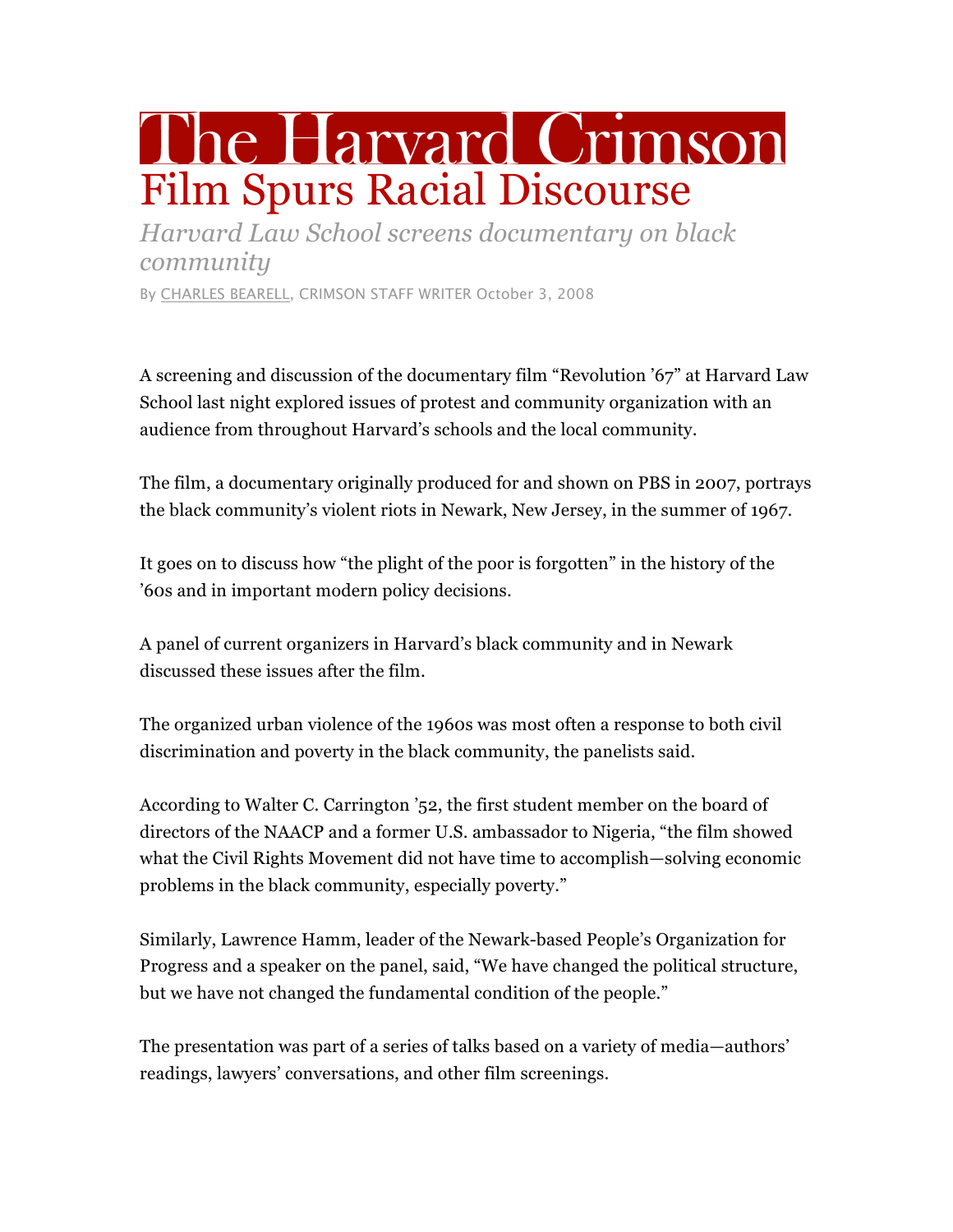# The Harvard Crimson

## Film Spurs Racial Discourse

*Harvard Law School screens documentary on black community*

By CHARLES BEARELL, CRIMSON STAFF WRITER October 3, 2008

A screening and discussion of the documentary film "Revolution '67" at Harvard Law School last night explored issues of protest and community organization with an audience from throughout Harvard's schools and the local community.

The film, a documentary originally produced for and shown on PBS in 2007, portrays the black community's violent riots in Newark, New Jersey, in the summer of 1967.

It goes on to discuss how "the plight of the poor is forgotten" in the history of the '60s and in important modern policy decisions.

A panel of current organizers in Harvard's black community and in Newark discussed these issues after the film.

The organized urban violence of the 1960s was most often a response to both civil discrimination and poverty in the black community, the panelists said.

According to Walter C. Carrington '52, the first student member on the board of directors of the NAACP and a former U.S. ambassador to Nigeria, "the film showed what the Civil Rights Movement did not have time to accomplish—solving economic problems in the black community, especially poverty."

Similarly, Lawrence Hamm, leader of the Newark-based People's Organization for Progress and a speaker on the panel, said, "We have changed the political structure, but we have not changed the fundamental condition of the people."

The presentation was part of a series of talks based on a variety of media—authors' readings, lawyers' conversations, and other film screenings.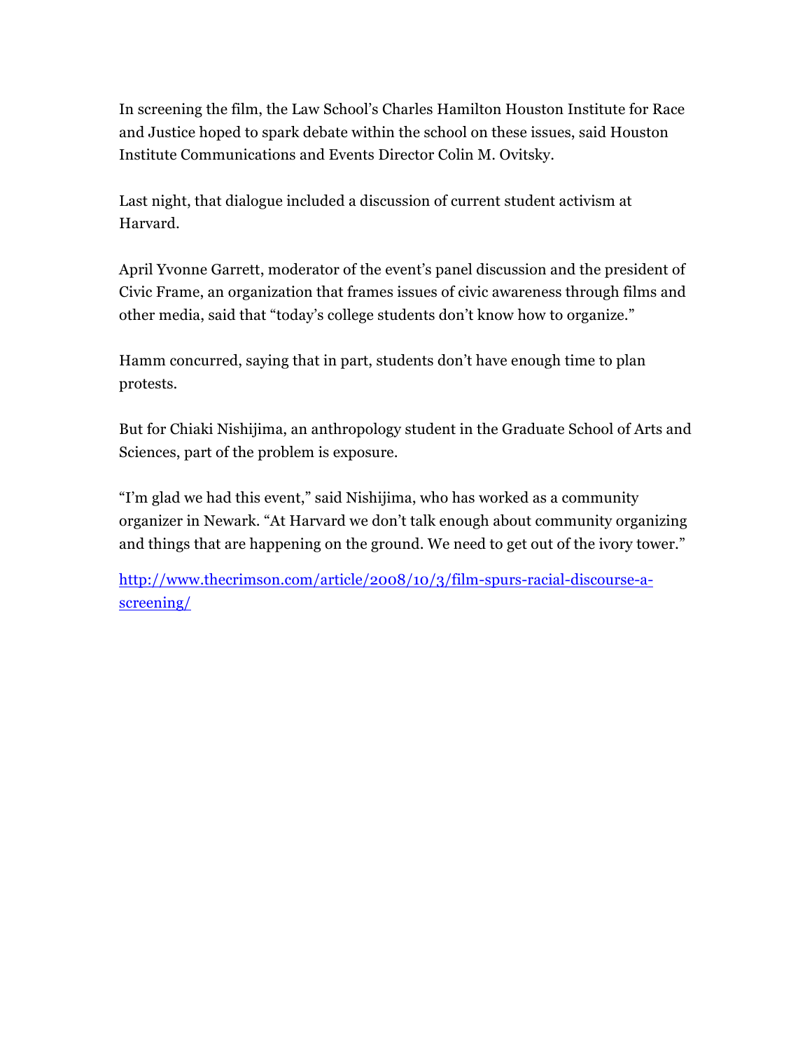In screening the film, the Law School's Charles Hamilton Houston Institute for Race and Justice hoped to spark debate within the school on these issues, said Houston Institute Communications and Events Director Colin M. Ovitsky.

Last night, that dialogue included a discussion of current student activism at Harvard.

April Yvonne Garrett, moderator of the event's panel discussion and the president of Civic Frame, an organization that frames issues of civic awareness through films and other media, said that "today's college students don't know how to organize."

Hamm concurred, saying that in part, students don't have enough time to plan protests.

But for Chiaki Nishijima, an anthropology student in the Graduate School of Arts and Sciences, part of the problem is exposure.

"I'm glad we had this event," said Nishijima, who has worked as a community organizer in Newark. "At Harvard we don't talk enough about community organizing and things that are happening on the ground. We need to get out of the ivory tower."

[http://www.thecrimson.com/article/2008/10/3/film-spurs-racial-discourse-a-screening/](http://www.thecrimson.com/article/2008/10/3/film-spurs-racial-discourse-a-screening/)